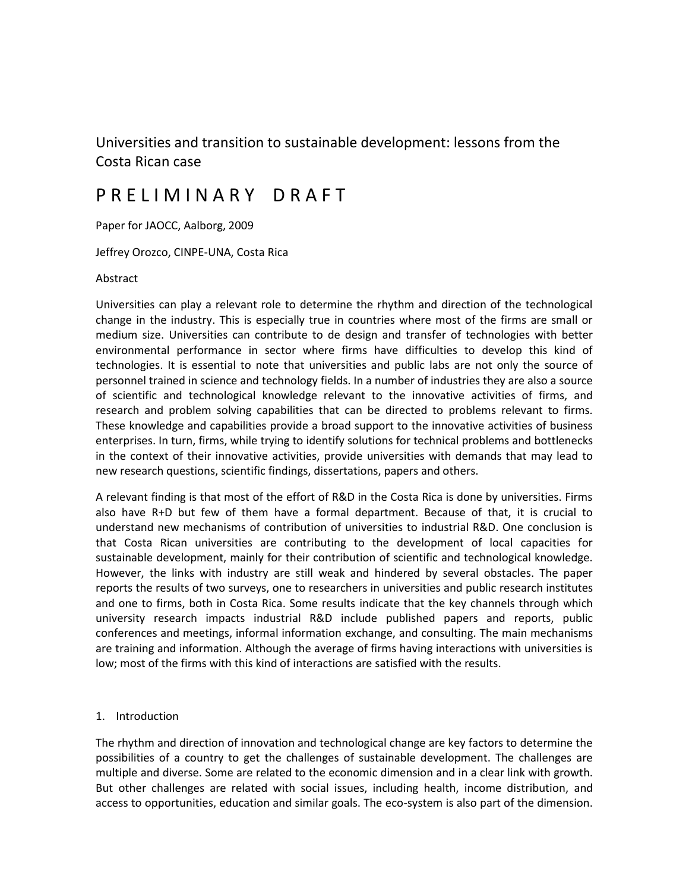# Universities and transition to sustainable development: lessons from the Costa Rican case

## P R E L I M I N A R Y   D R A F T

Paper for JAOCC, Aalborg, 2009

Jeffrey Orozco, CINPE-UNA, Costa Rica

Abstract

Universities can play a relevant role to determine the rhythm and direction of the technological change in the industry. This is especially true in countries where most of the firms are small or medium size. Universities can contribute to de design and transfer of technologies with better environmental performance in sector where firms have difficulties to develop this kind of technologies. It is essential to note that universities and public labs are not only the source of personnel trained in science and technology fields. In a number of industries they are also a source of scientific and technological knowledge relevant to the innovative activities of firms, and research and problem solving capabilities that can be directed to problems relevant to firms. These knowledge and capabilities provide a broad support to the innovative activities of business enterprises. In turn, firms, while trying to identify solutions for technical problems and bottlenecks in the context of their innovative activities, provide universities with demands that may lead to new research questions, scientific findings, dissertations, papers and others.

A relevant finding is that most of the effort of R&D in the Costa Rica is done by universities. Firms also have R+D but few of them have a formal department. Because of that, it is crucial to understand new mechanisms of contribution of universities to industrial R&D. One conclusion is that Costa Rican universities are contributing to the development of local capacities for sustainable development, mainly for their contribution of scientific and technological knowledge. However, the links with industry are still weak and hindered by several obstacles. The paper reports the results of two surveys, one to researchers in universities and public research institutes and one to firms, both in Costa Rica. Some results indicate that the key channels through which university research impacts industrial R&D include published papers and reports, public conferences and meetings, informal information exchange, and consulting. The main mechanisms are training and information. Although the average of firms having interactions with universities is low; most of the firms with this kind of interactions are satisfied with the results.

## 1. Introduction

The rhythm and direction of innovation and technological change are key factors to determine the possibilities of a country to get the challenges of sustainable development. The challenges are multiple and diverse. Some are related to the economic dimension and in a clear link with growth. But other challenges are related with social issues, including health, income distribution, and access to opportunities, education and similar goals. The eco-system is also part of the dimension.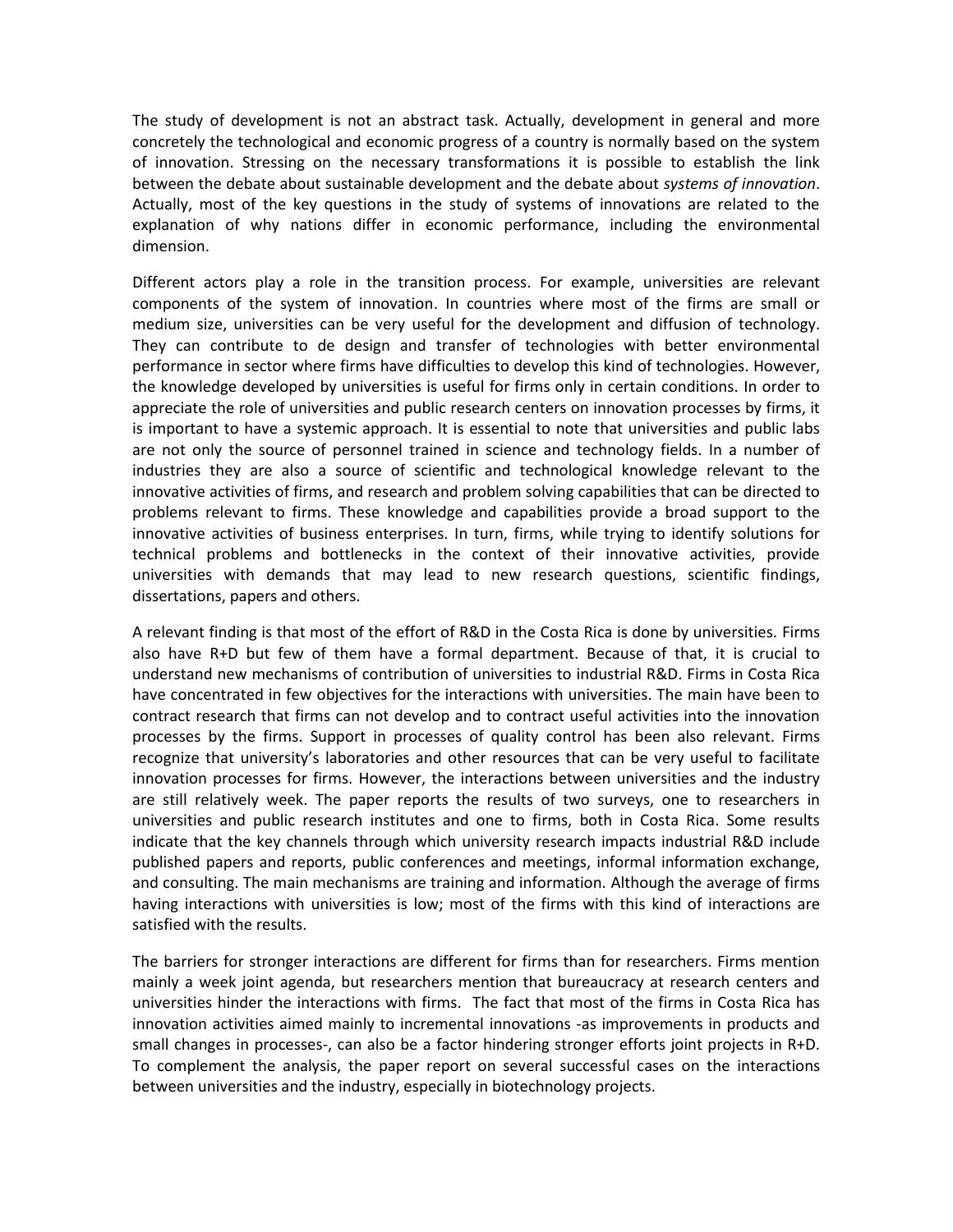The study of development is not an abstract task. Actually, development in general and more concretely the technological and economic progress of a country is normally based on the system of innovation. Stressing on the necessary transformations it is possible to establish the link between the debate about sustainable development and the debate about *systems of innovation*. Actually, most of the key questions in the study of systems of innovations are related to the explanation of why nations differ in economic performance, including the environmental dimension.

Different actors play a role in the transition process. For example, universities are relevant components of the system of innovation. In countries where most of the firms are small or medium size, universities can be very useful for the development and diffusion of technology. They can contribute to de design and transfer of technologies with better environmental performance in sector where firms have difficulties to develop this kind of technologies. However, the knowledge developed by universities is useful for firms only in certain conditions. In order to appreciate the role of universities and public research centers on innovation processes by firms, it is important to have a systemic approach. It is essential to note that universities and public labs are not only the source of personnel trained in science and technology fields. In a number of industries they are also a source of scientific and technological knowledge relevant to the innovative activities of firms, and research and problem solving capabilities that can be directed to problems relevant to firms. These knowledge and capabilities provide a broad support to the innovative activities of business enterprises. In turn, firms, while trying to identify solutions for technical problems and bottlenecks in the context of their innovative activities, provide universities with demands that may lead to new research questions, scientific findings, dissertations, papers and others.

A relevant finding is that most of the effort of R&D in the Costa Rica is done by universities. Firms also have R+D but few of them have a formal department. Because of that, it is crucial to understand new mechanisms of contribution of universities to industrial R&D. Firms in Costa Rica have concentrated in few objectives for the interactions with universities. The main have been to contract research that firms can not develop and to contract useful activities into the innovation processes by the firms. Support in processes of quality control has been also relevant. Firms recognize that university's laboratories and other resources that can be very useful to facilitate innovation processes for firms. However, the interactions between universities and the industry are still relatively week. The paper reports the results of two surveys, one to researchers in universities and public research institutes and one to firms, both in Costa Rica. Some results indicate that the key channels through which university research impacts industrial R&D include published papers and reports, public conferences and meetings, informal information exchange, and consulting. The main mechanisms are training and information. Although the average of firms having interactions with universities is low; most of the firms with this kind of interactions are satisfied with the results.

The barriers for stronger interactions are different for firms than for researchers. Firms mention mainly a week joint agenda, but researchers mention that bureaucracy at research centers and universities hinder the interactions with firms. The fact that most of the firms in Costa Rica has innovation activities aimed mainly to incremental innovations -as improvements in products and small changes in processes-, can also be a factor hindering stronger efforts joint projects in R+D. To complement the analysis, the paper report on several successful cases on the interactions between universities and the industry, especially in biotechnology projects.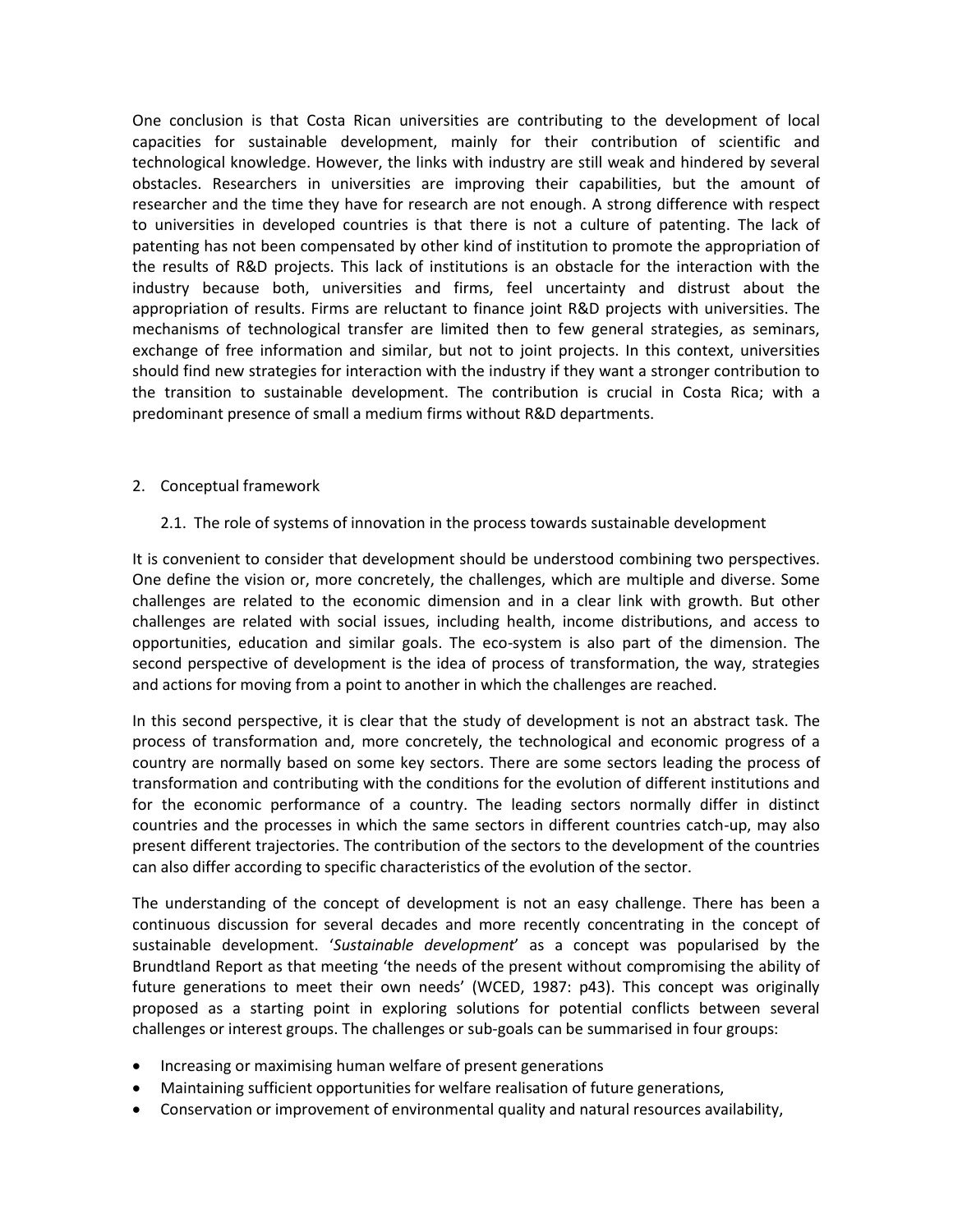One conclusion is that Costa Rican universities are contributing to the development of local capacities for sustainable development, mainly for their contribution of scientific and technological knowledge. However, the links with industry are still weak and hindered by several obstacles. Researchers in universities are improving their capabilities, but the amount of researcher and the time they have for research are not enough. A strong difference with respect to universities in developed countries is that there is not a culture of patenting. The lack of patenting has not been compensated by other kind of institution to promote the appropriation of the results of R&D projects. This lack of institutions is an obstacle for the interaction with the industry because both, universities and firms, feel uncertainty and distrust about the appropriation of results. Firms are reluctant to finance joint R&D projects with universities. The mechanisms of technological transfer are limited then to few general strategies, as seminars, exchange of free information and similar, but not to joint projects. In this context, universities should find new strategies for interaction with the industry if they want a stronger contribution to the transition to sustainable development. The contribution is crucial in Costa Rica; with a predominant presence of small a medium firms without R&D departments.

## 2. Conceptual framework

### 2.1. The role of systems of innovation in the process towards sustainable development

It is convenient to consider that development should be understood combining two perspectives. One define the vision or, more concretely, the challenges, which are multiple and diverse. Some challenges are related to the economic dimension and in a clear link with growth. But other challenges are related with social issues, including health, income distributions, and access to opportunities, education and similar goals. The eco-system is also part of the dimension. The second perspective of development is the idea of process of transformation, the way, strategies and actions for moving from a point to another in which the challenges are reached.

In this second perspective, it is clear that the study of development is not an abstract task. The process of transformation and, more concretely, the technological and economic progress of a country are normally based on some key sectors. There are some sectors leading the process of transformation and contributing with the conditions for the evolution of different institutions and for the economic performance of a country. The leading sectors normally differ in distinct countries and the processes in which the same sectors in different countries catch-up, may also present different trajectories. The contribution of the sectors to the development of the countries can also differ according to specific characteristics of the evolution of the sector.

The understanding of the concept of development is not an easy challenge. There has been a continuous discussion for several decades and more recently concentrating in the concept of sustainable development. '*Sustainable development*' as a concept was popularised by the Brundtland Report as that meeting 'the needs of the present without compromising the ability of future generations to meet their own needs' (WCED, 1987: p43). This concept was originally proposed as a starting point in exploring solutions for potential conflicts between several challenges or interest groups. The challenges or sub-goals can be summarised in four groups:

- Increasing or maximising human welfare of present generations
- Maintaining sufficient opportunities for welfare realisation of future generations,
- Conservation or improvement of environmental quality and natural resources availability,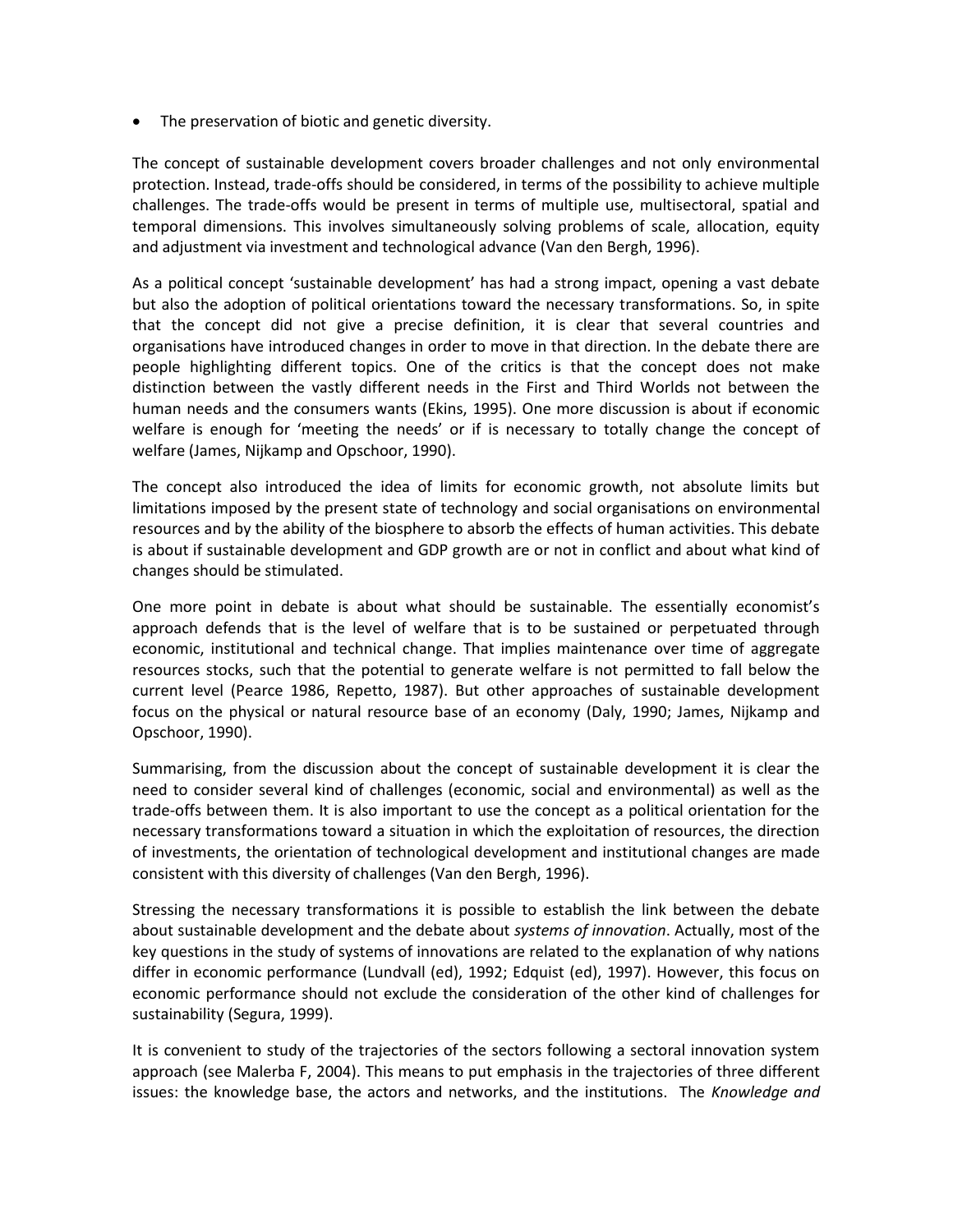- The preservation of biotic and genetic diversity.

The concept of sustainable development covers broader challenges and not only environmental protection. Instead, trade-offs should be considered, in terms of the possibility to achieve multiple challenges. The trade-offs would be present in terms of multiple use, multisectoral, spatial and temporal dimensions. This involves simultaneously solving problems of scale, allocation, equity and adjustment via investment and technological advance (Van den Bergh, 1996).

As a political concept 'sustainable development' has had a strong impact, opening a vast debate but also the adoption of political orientations toward the necessary transformations. So, in spite that the concept did not give a precise definition, it is clear that several countries and organisations have introduced changes in order to move in that direction. In the debate there are people highlighting different topics. One of the critics is that the concept does not make distinction between the vastly different needs in the First and Third Worlds not between the human needs and the consumers wants (Ekins, 1995). One more discussion is about if economic welfare is enough for 'meeting the needs' or if is necessary to totally change the concept of welfare (James, Nijkamp and Opschoor, 1990).

The concept also introduced the idea of limits for economic growth, not absolute limits but limitations imposed by the present state of technology and social organisations on environmental resources and by the ability of the biosphere to absorb the effects of human activities. This debate is about if sustainable development and GDP growth are or not in conflict and about what kind of changes should be stimulated.

One more point in debate is about what should be sustainable. The essentially economist's approach defends that is the level of welfare that is to be sustained or perpetuated through economic, institutional and technical change. That implies maintenance over time of aggregate resources stocks, such that the potential to generate welfare is not permitted to fall below the current level (Pearce 1986, Repetto, 1987). But other approaches of sustainable development focus on the physical or natural resource base of an economy (Daly, 1990; James, Nijkamp and Opschoor, 1990).

Summarising, from the discussion about the concept of sustainable development it is clear the need to consider several kind of challenges (economic, social and environmental) as well as the trade-offs between them. It is also important to use the concept as a political orientation for the necessary transformations toward a situation in which the exploitation of resources, the direction of investments, the orientation of technological development and institutional changes are made consistent with this diversity of challenges (Van den Bergh, 1996).

Stressing the necessary transformations it is possible to establish the link between the debate about sustainable development and the debate about *systems of innovation*. Actually, most of the key questions in the study of systems of innovations are related to the explanation of why nations differ in economic performance (Lundvall (ed), 1992; Edquist (ed), 1997). However, this focus on economic performance should not exclude the consideration of the other kind of challenges for sustainability (Segura, 1999).

It is convenient to study of the trajectories of the sectors following a sectoral innovation system approach (see Malerba F, 2004). This means to put emphasis in the trajectories of three different issues: the knowledge base, the actors and networks, and the institutions. The *Knowledge and*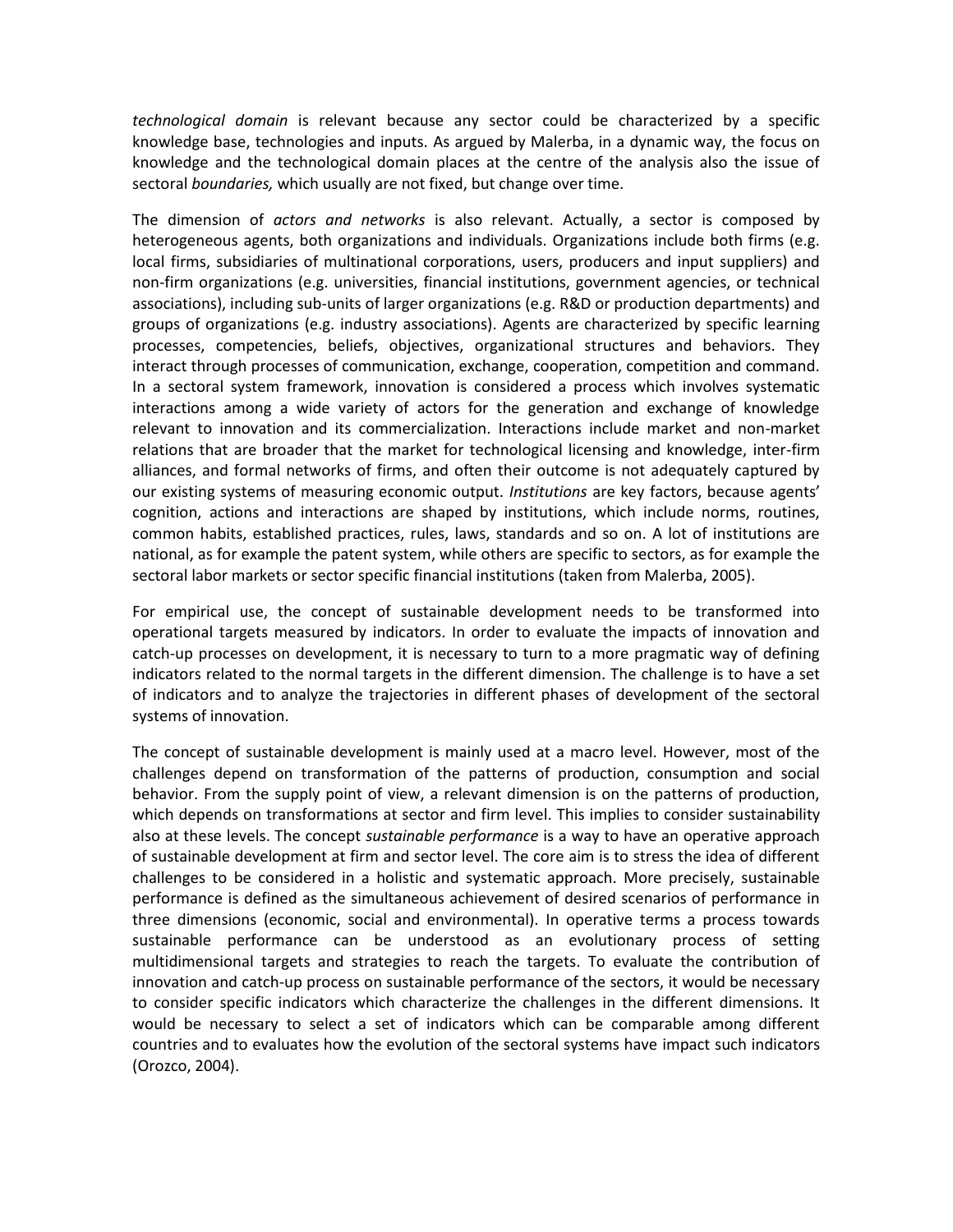*technological domain* is relevant because any sector could be characterized by a specific knowledge base, technologies and inputs. As argued by Malerba, in a dynamic way, the focus on knowledge and the technological domain places at the centre of the analysis also the issue of sectoral *boundaries,* which usually are not fixed, but change over time.

The dimension of *actors and networks* is also relevant. Actually, a sector is composed by heterogeneous agents, both organizations and individuals. Organizations include both firms (e.g. local firms, subsidiaries of multinational corporations, users, producers and input suppliers) and non-firm organizations (e.g. universities, financial institutions, government agencies, or technical associations), including sub-units of larger organizations (e.g. R&D or production departments) and groups of organizations (e.g. industry associations). Agents are characterized by specific learning processes, competencies, beliefs, objectives, organizational structures and behaviors. They interact through processes of communication, exchange, cooperation, competition and command. In a sectoral system framework, innovation is considered a process which involves systematic interactions among a wide variety of actors for the generation and exchange of knowledge relevant to innovation and its commercialization. Interactions include market and non-market relations that are broader that the market for technological licensing and knowledge, inter-firm alliances, and formal networks of firms, and often their outcome is not adequately captured by our existing systems of measuring economic output. *Institutions* are key factors, because agents' cognition, actions and interactions are shaped by institutions, which include norms, routines, common habits, established practices, rules, laws, standards and so on. A lot of institutions are national, as for example the patent system, while others are specific to sectors, as for example the sectoral labor markets or sector specific financial institutions (taken from Malerba, 2005).

For empirical use, the concept of sustainable development needs to be transformed into operational targets measured by indicators. In order to evaluate the impacts of innovation and catch-up processes on development, it is necessary to turn to a more pragmatic way of defining indicators related to the normal targets in the different dimension. The challenge is to have a set of indicators and to analyze the trajectories in different phases of development of the sectoral systems of innovation.

The concept of sustainable development is mainly used at a macro level. However, most of the challenges depend on transformation of the patterns of production, consumption and social behavior. From the supply point of view, a relevant dimension is on the patterns of production, which depends on transformations at sector and firm level. This implies to consider sustainability also at these levels. The concept *sustainable performance* is a way to have an operative approach of sustainable development at firm and sector level. The core aim is to stress the idea of different challenges to be considered in a holistic and systematic approach. More precisely, sustainable performance is defined as the simultaneous achievement of desired scenarios of performance in three dimensions (economic, social and environmental). In operative terms a process towards sustainable performance can be understood as an evolutionary process of setting multidimensional targets and strategies to reach the targets. To evaluate the contribution of innovation and catch-up process on sustainable performance of the sectors, it would be necessary to consider specific indicators which characterize the challenges in the different dimensions. It would be necessary to select a set of indicators which can be comparable among different countries and to evaluates how the evolution of the sectoral systems have impact such indicators (Orozco, 2004).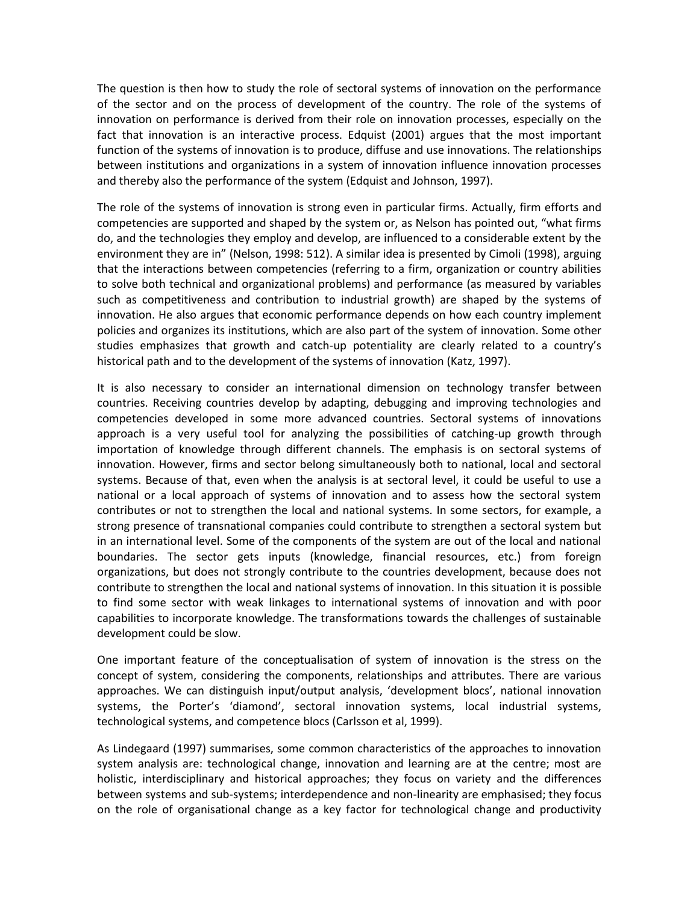The question is then how to study the role of sectoral systems of innovation on the performance of the sector and on the process of development of the country. The role of the systems of innovation on performance is derived from their role on innovation processes, especially on the fact that innovation is an interactive process. Edquist (2001) argues that the most important function of the systems of innovation is to produce, diffuse and use innovations. The relationships between institutions and organizations in a system of innovation influence innovation processes and thereby also the performance of the system (Edquist and Johnson, 1997).

The role of the systems of innovation is strong even in particular firms. Actually, firm efforts and competencies are supported and shaped by the system or, as Nelson has pointed out, "what firms do, and the technologies they employ and develop, are influenced to a considerable extent by the environment they are in" (Nelson, 1998: 512). A similar idea is presented by Cimoli (1998), arguing that the interactions between competencies (referring to a firm, organization or country abilities to solve both technical and organizational problems) and performance (as measured by variables such as competitiveness and contribution to industrial growth) are shaped by the systems of innovation. He also argues that economic performance depends on how each country implement policies and organizes its institutions, which are also part of the system of innovation. Some other studies emphasizes that growth and catch-up potentiality are clearly related to a country's historical path and to the development of the systems of innovation (Katz, 1997).

It is also necessary to consider an international dimension on technology transfer between countries. Receiving countries develop by adapting, debugging and improving technologies and competencies developed in some more advanced countries. Sectoral systems of innovations approach is a very useful tool for analyzing the possibilities of catching-up growth through importation of knowledge through different channels. The emphasis is on sectoral systems of innovation. However, firms and sector belong simultaneously both to national, local and sectoral systems. Because of that, even when the analysis is at sectoral level, it could be useful to use a national or a local approach of systems of innovation and to assess how the sectoral system contributes or not to strengthen the local and national systems. In some sectors, for example, a strong presence of transnational companies could contribute to strengthen a sectoral system but in an international level. Some of the components of the system are out of the local and national boundaries. The sector gets inputs (knowledge, financial resources, etc.) from foreign organizations, but does not strongly contribute to the countries development, because does not contribute to strengthen the local and national systems of innovation. In this situation it is possible to find some sector with weak linkages to international systems of innovation and with poor capabilities to incorporate knowledge. The transformations towards the challenges of sustainable development could be slow.

One important feature of the conceptualisation of system of innovation is the stress on the concept of system, considering the components, relationships and attributes. There are various approaches. We can distinguish input/output analysis, 'development blocs', national innovation systems, the Porter's 'diamond', sectoral innovation systems, local industrial systems, technological systems, and competence blocs (Carlsson et al, 1999).

As Lindegaard (1997) summarises, some common characteristics of the approaches to innovation system analysis are: technological change, innovation and learning are at the centre; most are holistic, interdisciplinary and historical approaches; they focus on variety and the differences between systems and sub-systems; interdependence and non-linearity are emphasised; they focus on the role of organisational change as a key factor for technological change and productivity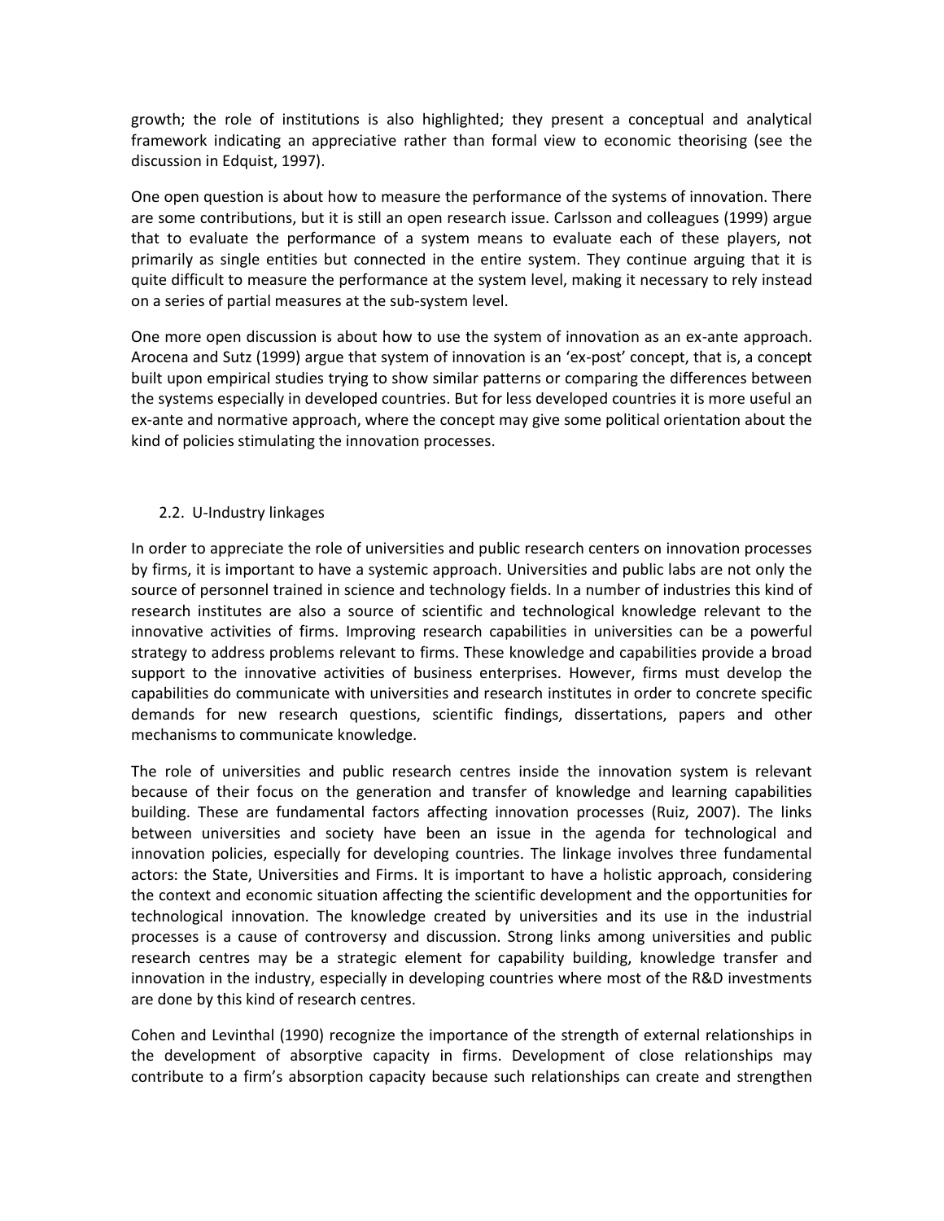growth; the role of institutions is also highlighted; they present a conceptual and analytical framework indicating an appreciative rather than formal view to economic theorising (see the discussion in Edquist, 1997).

One open question is about how to measure the performance of the systems of innovation. There are some contributions, but it is still an open research issue. Carlsson and colleagues (1999) argue that to evaluate the performance of a system means to evaluate each of these players, not primarily as single entities but connected in the entire system. They continue arguing that it is quite difficult to measure the performance at the system level, making it necessary to rely instead on a series of partial measures at the sub-system level.

One more open discussion is about how to use the system of innovation as an ex-ante approach. Arocena and Sutz (1999) argue that system of innovation is an 'ex-post' concept, that is, a concept built upon empirical studies trying to show similar patterns or comparing the differences between the systems especially in developed countries. But for less developed countries it is more useful an ex-ante and normative approach, where the concept may give some political orientation about the kind of policies stimulating the innovation processes.

### 2.2. U-Industry linkages

In order to appreciate the role of universities and public research centers on innovation processes by firms, it is important to have a systemic approach. Universities and public labs are not only the source of personnel trained in science and technology fields. In a number of industries this kind of research institutes are also a source of scientific and technological knowledge relevant to the innovative activities of firms. Improving research capabilities in universities can be a powerful strategy to address problems relevant to firms. These knowledge and capabilities provide a broad support to the innovative activities of business enterprises. However, firms must develop the capabilities do communicate with universities and research institutes in order to concrete specific demands for new research questions, scientific findings, dissertations, papers and other mechanisms to communicate knowledge.

The role of universities and public research centres inside the innovation system is relevant because of their focus on the generation and transfer of knowledge and learning capabilities building. These are fundamental factors affecting innovation processes (Ruiz, 2007). The links between universities and society have been an issue in the agenda for technological and innovation policies, especially for developing countries. The linkage involves three fundamental actors: the State, Universities and Firms. It is important to have a holistic approach, considering the context and economic situation affecting the scientific development and the opportunities for technological innovation. The knowledge created by universities and its use in the industrial processes is a cause of controversy and discussion. Strong links among universities and public research centres may be a strategic element for capability building, knowledge transfer and innovation in the industry, especially in developing countries where most of the R&D investments are done by this kind of research centres.

Cohen and Levinthal (1990) recognize the importance of the strength of external relationships in the development of absorptive capacity in firms. Development of close relationships may contribute to a firm's absorption capacity because such relationships can create and strengthen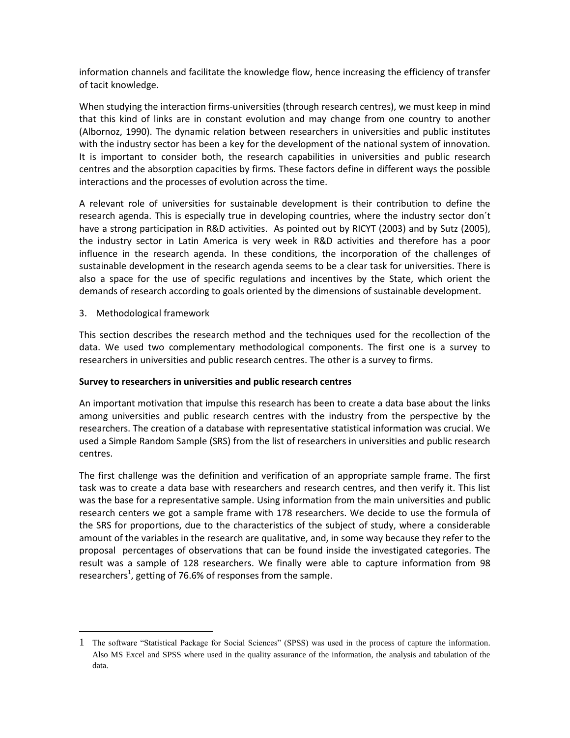information channels and facilitate the knowledge flow, hence increasing the efficiency of transfer of tacit knowledge.

When studying the interaction firms-universities (through research centres), we must keep in mind that this kind of links are in constant evolution and may change from one country to another (Albornoz, 1990). The dynamic relation between researchers in universities and public institutes with the industry sector has been a key for the development of the national system of innovation. It is important to consider both, the research capabilities in universities and public research centres and the absorption capacities by firms. These factors define in different ways the possible interactions and the processes of evolution across the time.

A relevant role of universities for sustainable development is their contribution to define the research agenda. This is especially true in developing countries, where the industry sector don´t have a strong participation in R&D activities. As pointed out by RICYT (2003) and by Sutz (2005), the industry sector in Latin America is very week in R&D activities and therefore has a poor influence in the research agenda. In these conditions, the incorporation of the challenges of sustainable development in the research agenda seems to be a clear task for universities. There is also a space for the use of specific regulations and incentives by the State, which orient the demands of research according to goals oriented by the dimensions of sustainable development.

## 3. Methodological framework

This section describes the research method and the techniques used for the recollection of the data. We used two complementary methodological components. The first one is a survey to researchers in universities and public research centres. The other is a survey to firms.

**Survey to researchers in universities and public research centres**

An important motivation that impulse this research has been to create a data base about the links among universities and public research centres with the industry from the perspective by the researchers. The creation of a database with representative statistical information was crucial. We used a Simple Random Sample (SRS) from the list of researchers in universities and public research centres.

The first challenge was the definition and verification of an appropriate sample frame. The first task was to create a data base with researchers and research centres, and then verify it. This list was the base for a representative sample. Using information from the main universities and public research centers we got a sample frame with 178 researchers. We decide to use the formula of the SRS for proportions, due to the characteristics of the subject of study, where a considerable amount of the variables in the research are qualitative, and, in some way because they refer to the proposal percentages of observations that can be found inside the investigated categories. The result was a sample of 128 researchers. We finally were able to capture information from 98 researchers[1], getting of 76.6% of responses from the sample.

---

[1] The software "Statistical Package for Social Sciences" (SPSS) was used in the process of capture the information. Also MS Excel and SPSS where used in the quality assurance of the information, the analysis and tabulation of the data.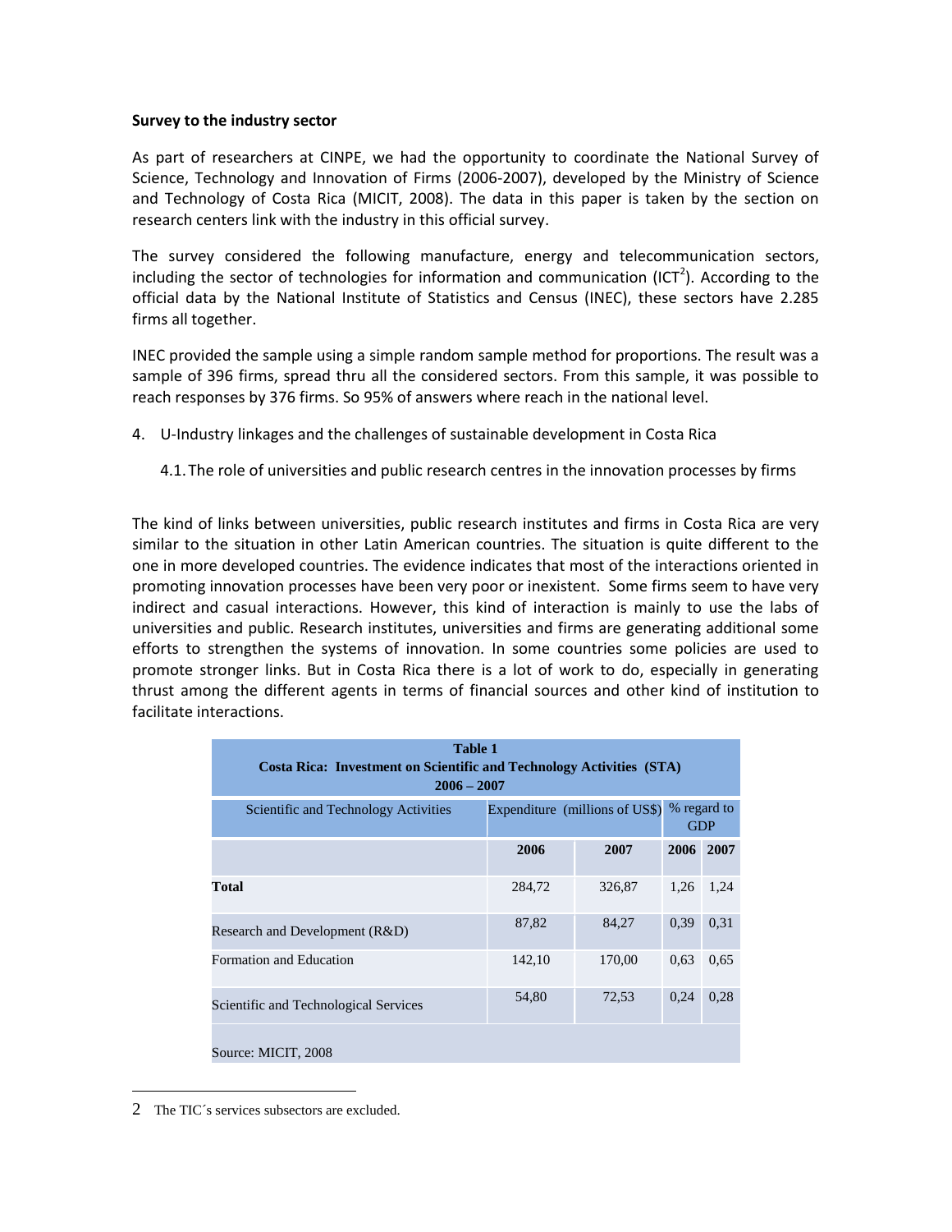**Survey to the industry sector**

As part of researchers at CINPE, we had the opportunity to coordinate the National Survey of Science, Technology and Innovation of Firms (2006-2007), developed by the Ministry of Science and Technology of Costa Rica (MICIT, 2008). The data in this paper is taken by the section on research centers link with the industry in this official survey.

The survey considered the following manufacture, energy and telecommunication sectors, including the sector of technologies for information and communication (ICT[2]). According to the official data by the National Institute of Statistics and Census (INEC), these sectors have 2.285 firms all together.

INEC provided the sample using a simple random sample method for proportions. The result was a sample of 396 firms, spread thru all the considered sectors. From this sample, it was possible to reach responses by 376 firms. So 95% of answers where reach in the national level.

4. U-Industry linkages and the challenges of sustainable development in Costa Rica

   4.1. The role of universities and public research centres in the innovation processes by firms

The kind of links between universities, public research institutes and firms in Costa Rica are very similar to the situation in other Latin American countries. The situation is quite different to the one in more developed countries. The evidence indicates that most of the interactions oriented in promoting innovation processes have been very poor or inexistent. Some firms seem to have very indirect and casual interactions. However, this kind of interaction is mainly to use the labs of universities and public. Research institutes, universities and firms are generating additional some efforts to strengthen the systems of innovation. In some countries some policies are used to promote stronger links. But in Costa Rica there is a lot of work to do, especially in generating thrust among the different agents in terms of financial sources and other kind of institution to facilitate interactions.

**Table 1**
**Costa Rica: Investment on Scientific and Technology Activities (STA)**
**2006 – 2007**

| Scientific and Technology Activities | Expenditure (millions of US$) | | % regard to GDP | |
|---|---|---|---|---|
| | **2006** | **2007** | **2006** | **2007** |
| **Total** | 284,72 | 326,87 | 1,26 | 1,24 |
| Research and Development (R&D) | 87,82 | 84,27 | 0,39 | 0,31 |
| Formation and Education | 142,10 | 170,00 | 0,63 | 0,65 |
| Scientific and Technological Services | 54,80 | 72,53 | 0,24 | 0,28 |

Source: MICIT, 2008

2 The TIC´s services subsectors are excluded.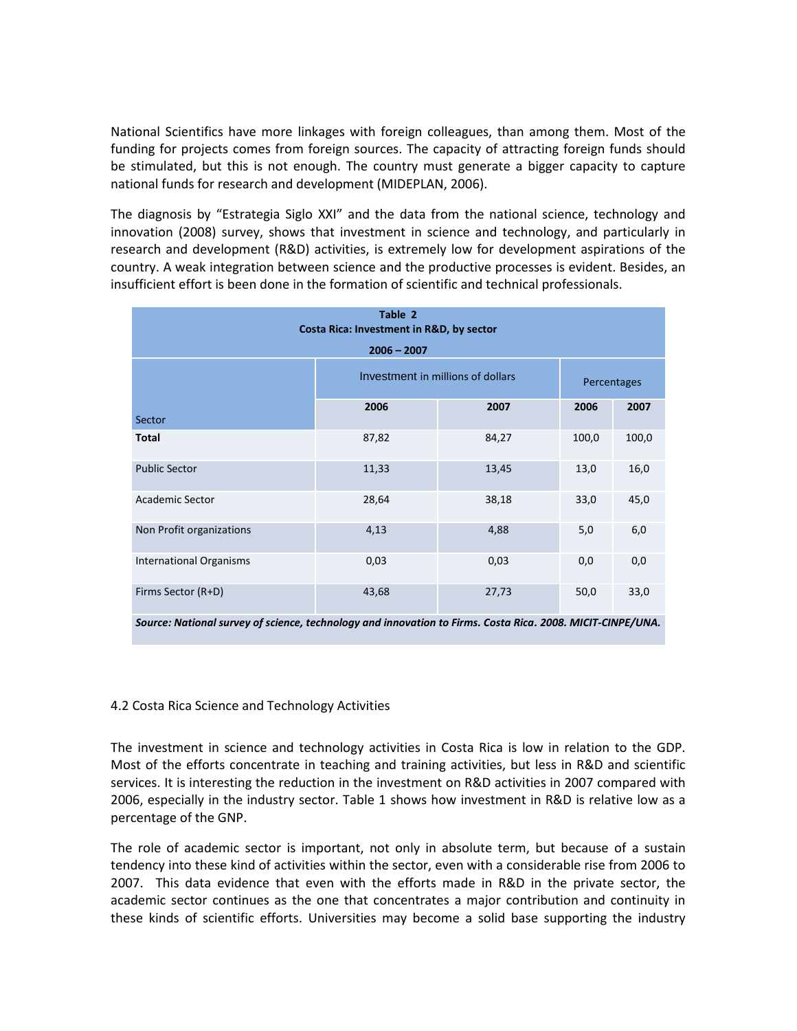National Scientifics have more linkages with foreign colleagues, than among them. Most of the funding for projects comes from foreign sources. The capacity of attracting foreign funds should be stimulated, but this is not enough. The country must generate a bigger capacity to capture national funds for research and development (MIDEPLAN, 2006).

The diagnosis by "Estrategia Siglo XXI" and the data from the national science, technology and innovation (2008) survey, shows that investment in science and technology, and particularly in research and development (R&D) activities, is extremely low for development aspirations of the country. A weak integration between science and the productive processes is evident. Besides, an insufficient effort is been done in the formation of scientific and technical professionals.

**Table 2**
**Costa Rica: Investment in R&D, by sector**
**2006 – 2007**

| Sector | Investment in millions of dollars | | Percentages | |
|---|---|---|---|---|
| | **2006** | **2007** | **2006** | **2007** |
| **Total** | 87,82 | 84,27 | 100,0 | 100,0 |
| Public Sector | 11,33 | 13,45 | 13,0 | 16,0 |
| Academic Sector | 28,64 | 38,18 | 33,0 | 45,0 |
| Non Profit organizations | 4,13 | 4,88 | 5,0 | 6,0 |
| International Organisms | 0,03 | 0,03 | 0,0 | 0,0 |
| Firms Sector (R+D) | 43,68 | 27,73 | 50,0 | 33,0 |

***Source: National survey of science, technology and innovation to Firms. Costa Rica. 2008. MICIT-CINPE/UNA.***

4.2 Costa Rica Science and Technology Activities

The investment in science and technology activities in Costa Rica is low in relation to the GDP. Most of the efforts concentrate in teaching and training activities, but less in R&D and scientific services. It is interesting the reduction in the investment on R&D activities in 2007 compared with 2006, especially in the industry sector. Table 1 shows how investment in R&D is relative low as a percentage of the GNP.

The role of academic sector is important, not only in absolute term, but because of a sustain tendency into these kind of activities within the sector, even with a considerable rise from 2006 to 2007. This data evidence that even with the efforts made in R&D in the private sector, the academic sector continues as the one that concentrates a major contribution and continuity in these kinds of scientific efforts. Universities may become a solid base supporting the industry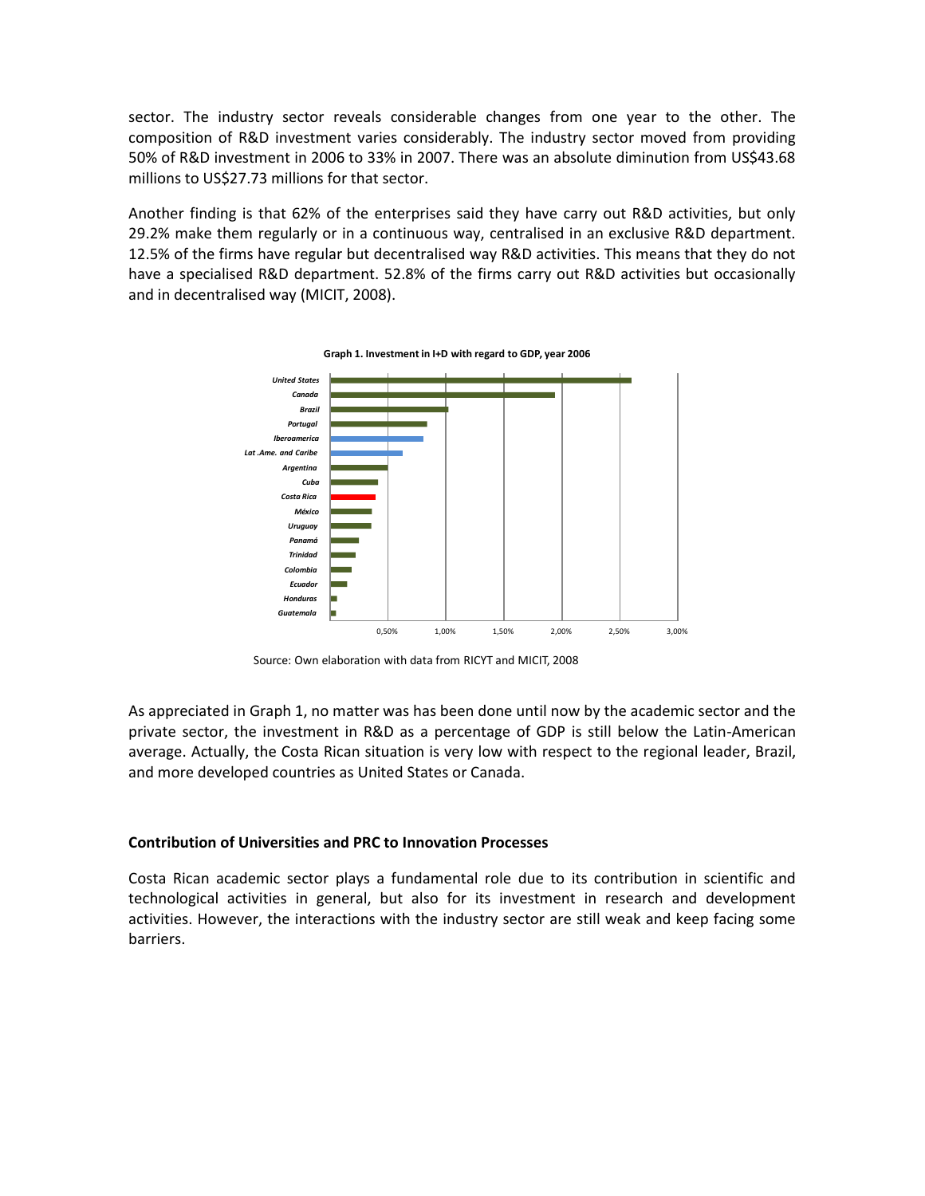sector. The industry sector reveals considerable changes from one year to the other. The composition of R&D investment varies considerably. The industry sector moved from providing 50% of R&D investment in 2006 to 33% in 2007. There was an absolute diminution from US$43.68 millions to US$27.73 millions for that sector.

Another finding is that 62% of the enterprises said they have carry out R&D activities, but only 29.2% make them regularly or in a continuous way, centralised in an exclusive R&D department. 12.5% of the firms have regular but decentralised way R&D activities. This means that they do not have a specialised R&D department. 52.8% of the firms carry out R&D activities but occasionally and in decentralised way (MICIT, 2008).

**Graph 1. Investment in I+D with regard to GDP, year 2006**

Source: Own elaboration with data from RICYT and MICIT, 2008

As appreciated in Graph 1, no matter was has been done until now by the academic sector and the private sector, the investment in R&D as a percentage of GDP is still below the Latin-American average. Actually, the Costa Rican situation is very low with respect to the regional leader, Brazil, and more developed countries as United States or Canada.

### Contribution of Universities and PRC to Innovation Processes

Costa Rican academic sector plays a fundamental role due to its contribution in scientific and technological activities in general, but also for its investment in research and development activities. However, the interactions with the industry sector are still weak and keep facing some barriers.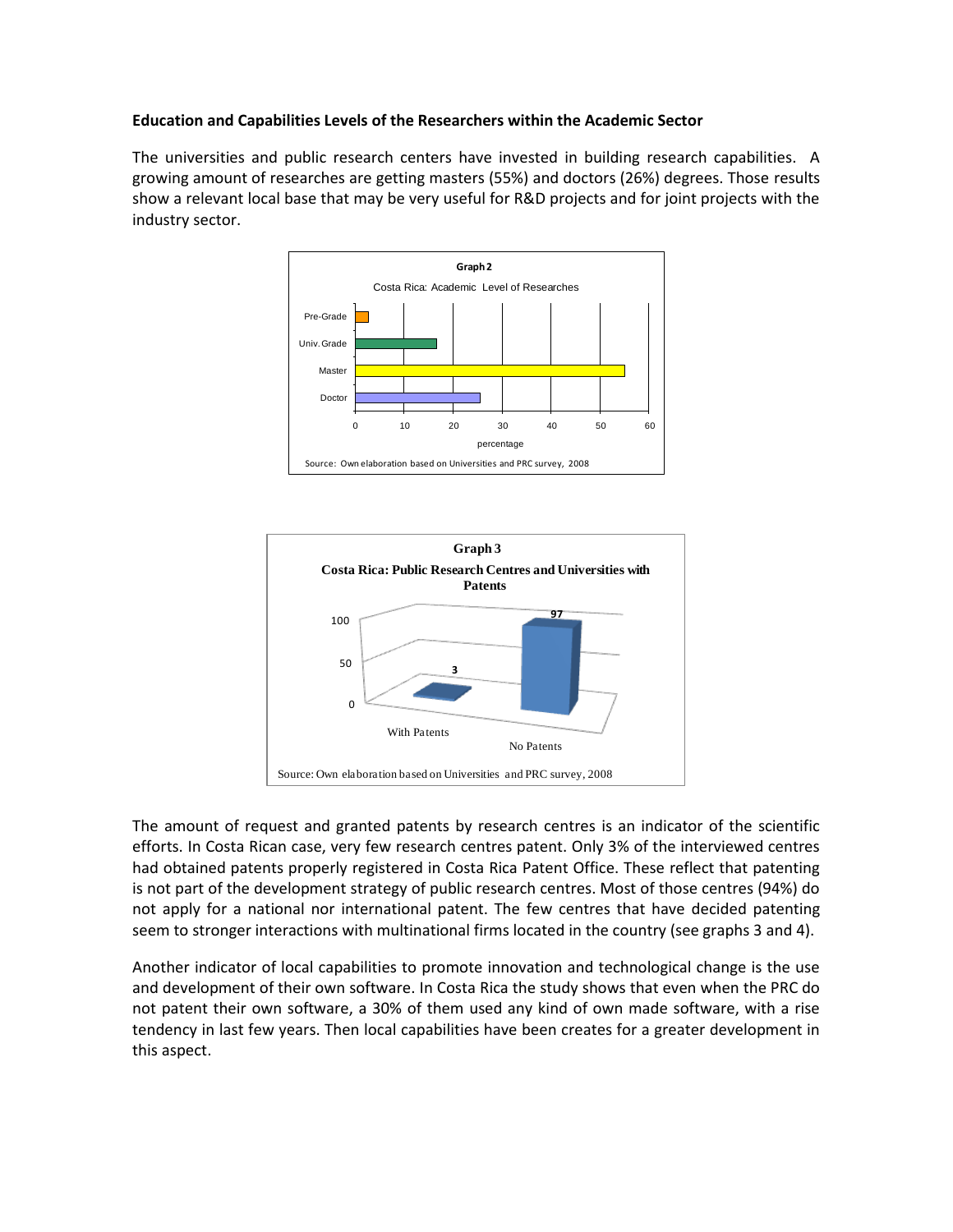**Education and Capabilities Levels of the Researchers within the Academic Sector**

The universities and public research centers have invested in building research capabilities. A growing amount of researches are getting masters (55%) and doctors (26%) degrees. Those results show a relevant local base that may be very useful for R&D projects and for joint projects with the industry sector.

**Graph 2**

Costa Rica: Academic Level of Researches

Source: Own elaboration based on Universities and PRC survey, 2008

**Graph 3**

**Costa Rica: Public Research Centres and Universities with Patents**

Source: Own elaboration based on Universities and PRC survey, 2008

The amount of request and granted patents by research centres is an indicator of the scientific efforts. In Costa Rican case, very few research centres patent. Only 3% of the interviewed centres had obtained patents properly registered in Costa Rica Patent Office. These reflect that patenting is not part of the development strategy of public research centres. Most of those centres (94%) do not apply for a national nor international patent. The few centres that have decided patenting seem to stronger interactions with multinational firms located in the country (see graphs 3 and 4).

Another indicator of local capabilities to promote innovation and technological change is the use and development of their own software. In Costa Rica the study shows that even when the PRC do not patent their own software, a 30% of them used any kind of own made software, with a rise tendency in last few years. Then local capabilities have been creates for a greater development in this aspect.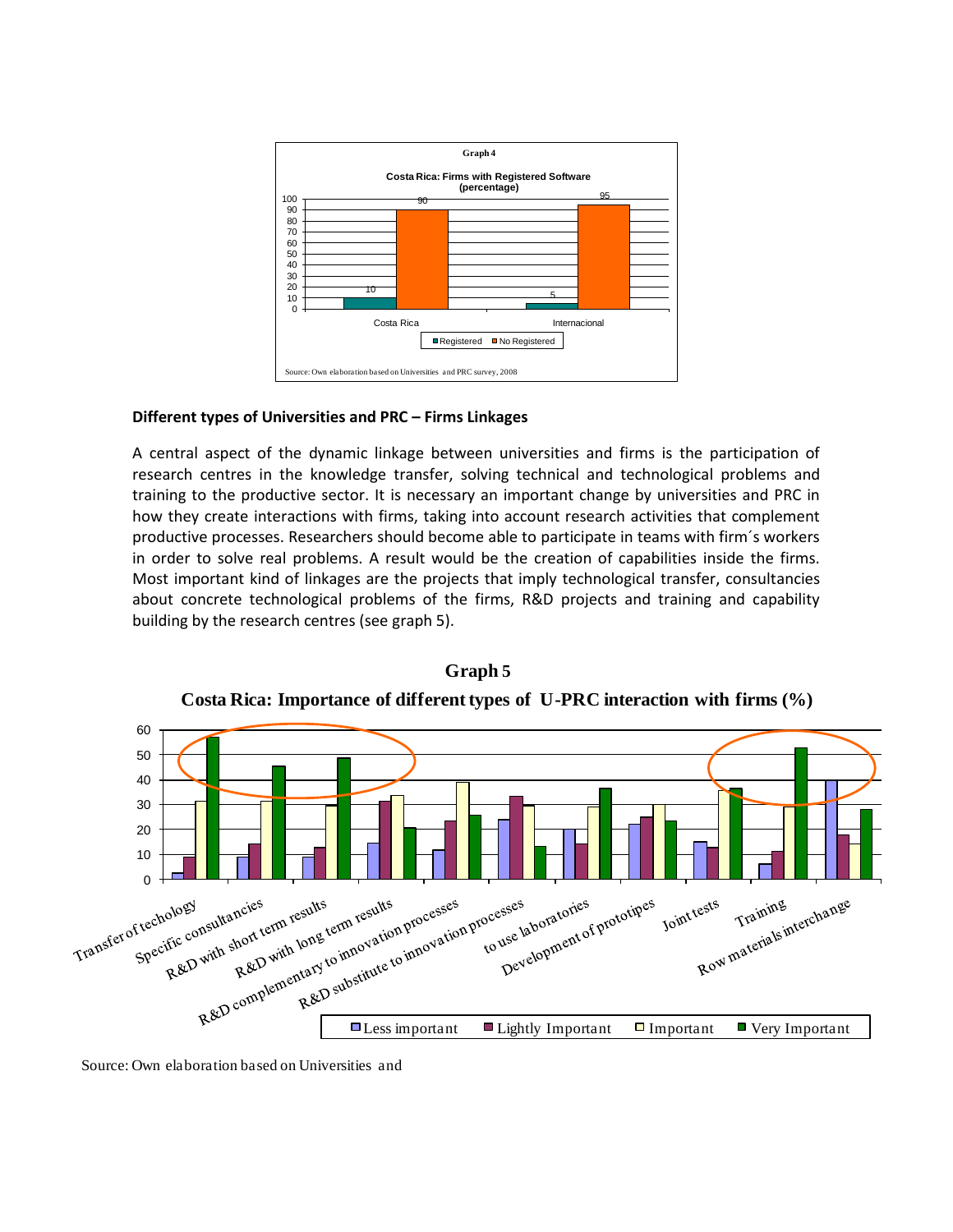**Graph 4**

**Costa Rica: Firms with Registered Software (percentage)**

| | Registered | No Registered |
|---|---|---|
| Costa Rica | 10 | 90 |
| Internacional | 5 | 95 |

Source: Own elaboration based on Universities and PRC survey, 2008

### Different types of Universities and PRC – Firms Linkages

A central aspect of the dynamic linkage between universities and firms is the participation of research centres in the knowledge transfer, solving technical and technological problems and training to the productive sector. It is necessary an important change by universities and PRC in how they create interactions with firms, taking into account research activities that complement productive processes. Researchers should become able to participate in teams with firm´s workers in order to solve real problems. A result would be the creation of capabilities inside the firms. Most important kind of linkages are the projects that imply technological transfer, consultancies about concrete technological problems of the firms, R&D projects and training and capability building by the research centres (see graph 5).

**Graph 5**

**Costa Rica: Importance of different types of U-PRC interaction with firms (%)**

Categories: Transfer of techology; Specific consultancies; R&D with short term results; R&D with long term results; R&D complementary to innovation processes; R&D substitute to innovation processes; to use laboratories; Development of prototipes; Joint tests; Training; Row materials interchange

Legend: Less important; Lightly Important; Important; Very Important

Source: Own elaboration based on Universities and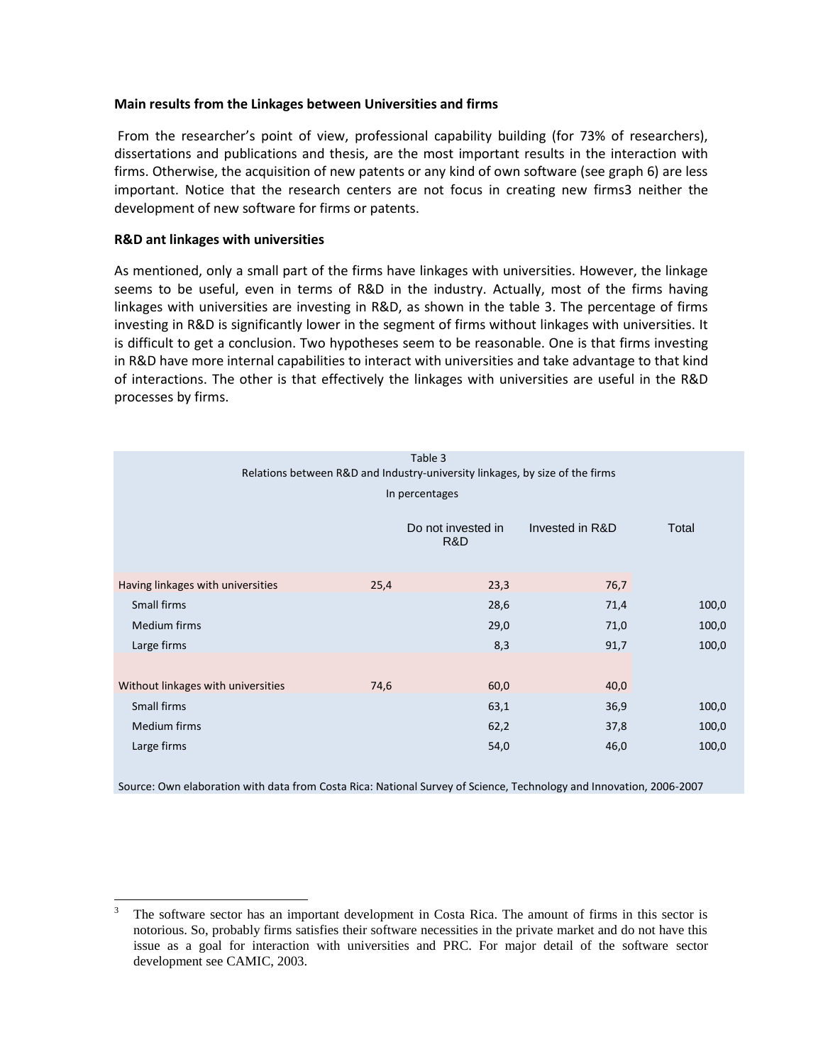**Main results from the Linkages between Universities and firms**

From the researcher's point of view, professional capability building (for 73% of researchers), dissertations and publications and thesis, are the most important results in the interaction with firms. Otherwise, the acquisition of new patents or any kind of own software (see graph 6) are less important. Notice that the research centers are not focus in creating new firms[3] neither the development of new software for firms or patents.

**R&D ant linkages with universities**

As mentioned, only a small part of the firms have linkages with universities. However, the linkage seems to be useful, even in terms of R&D in the industry. Actually, most of the firms having linkages with universities are investing in R&D, as shown in the table 3. The percentage of firms investing in R&D is significantly lower in the segment of firms without linkages with universities. It is difficult to get a conclusion. Two hypotheses seem to be reasonable. One is that firms investing in R&D have more internal capabilities to interact with universities and take advantage to that kind of interactions. The other is that effectively the linkages with universities are useful in the R&D processes by firms.

Table 3
Relations between R&D and Industry-university linkages, by size of the firms
In percentages

| | | Do not invested in R&D | Invested in R&D | Total |
|---|---|---|---|---|
| Having linkages with universities | 25,4 | 23,3 | 76,7 | |
| Small firms | | 28,6 | 71,4 | 100,0 |
| Medium firms | | 29,0 | 71,0 | 100,0 |
| Large firms | | 8,3 | 91,7 | 100,0 |
| Without linkages with universities | 74,6 | 60,0 | 40,0 | |
| Small firms | | 63,1 | 36,9 | 100,0 |
| Medium firms | | 62,2 | 37,8 | 100,0 |
| Large firms | | 54,0 | 46,0 | 100,0 |

Source: Own elaboration with data from Costa Rica: National Survey of Science, Technology and Innovation, 2006-2007

[3] The software sector has an important development in Costa Rica. The amount of firms in this sector is notorious. So, probably firms satisfies their software necessities in the private market and do not have this issue as a goal for interaction with universities and PRC. For major detail of the software sector development see CAMIC, 2003.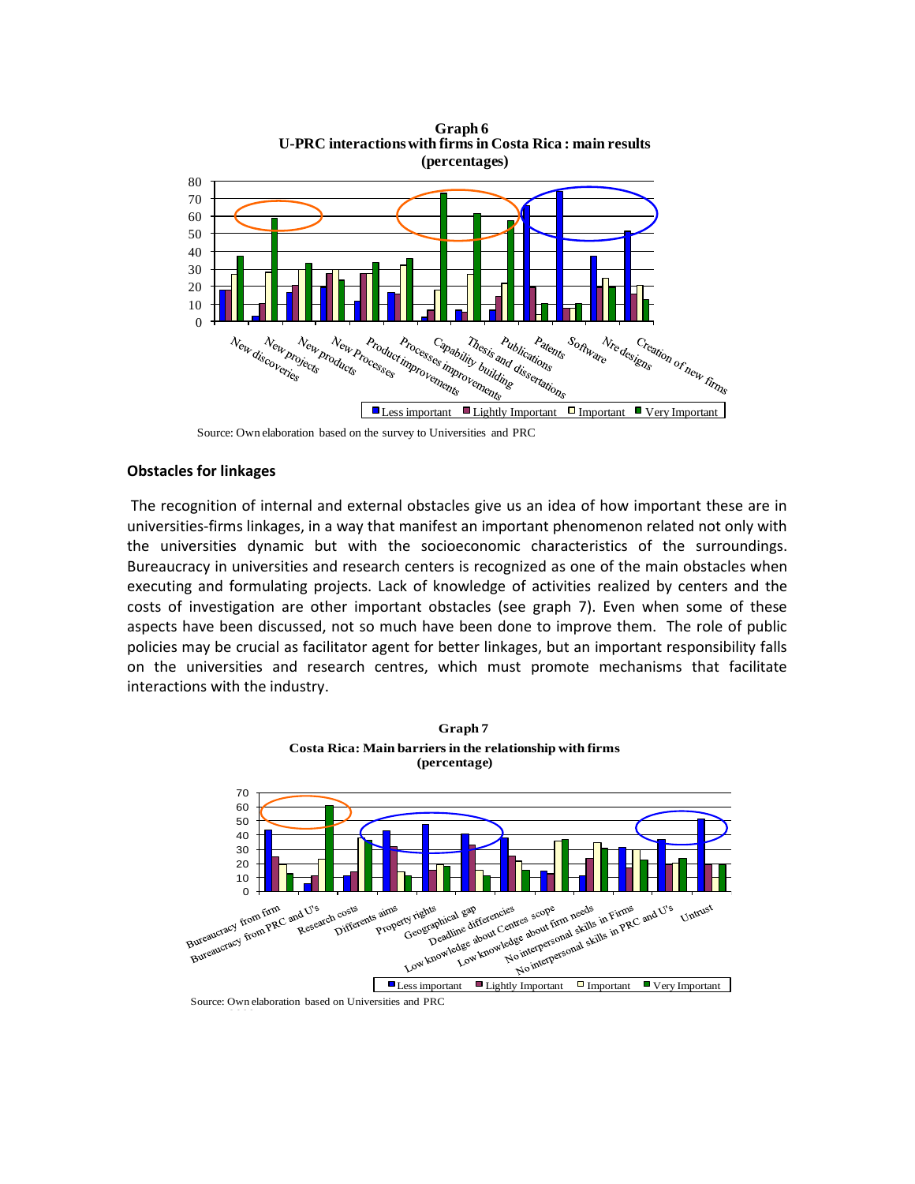**Graph 6**
**U-PRC interactions with firms in Costa Rica : main results**
**(percentages)**

Source: Own elaboration based on the survey to Universities and PRC

## Obstacles for linkages

The recognition of internal and external obstacles give us an idea of how important these are in universities-firms linkages, in a way that manifest an important phenomenon related not only with the universities dynamic but with the socioeconomic characteristics of the surroundings. Bureaucracy in universities and research centers is recognized as one of the main obstacles when executing and formulating projects. Lack of knowledge of activities realized by centers and the costs of investigation are other important obstacles (see graph 7). Even when some of these aspects have been discussed, not so much have been done to improve them. The role of public policies may be crucial as facilitator agent for better linkages, but an important responsibility falls on the universities and research centres, which must promote mechanisms that facilitate interactions with the industry.

**Graph 7**
**Costa Rica: Main barriers in the relationship with firms**
**(percentage)**

Source: Own elaboration based on Universities and PRC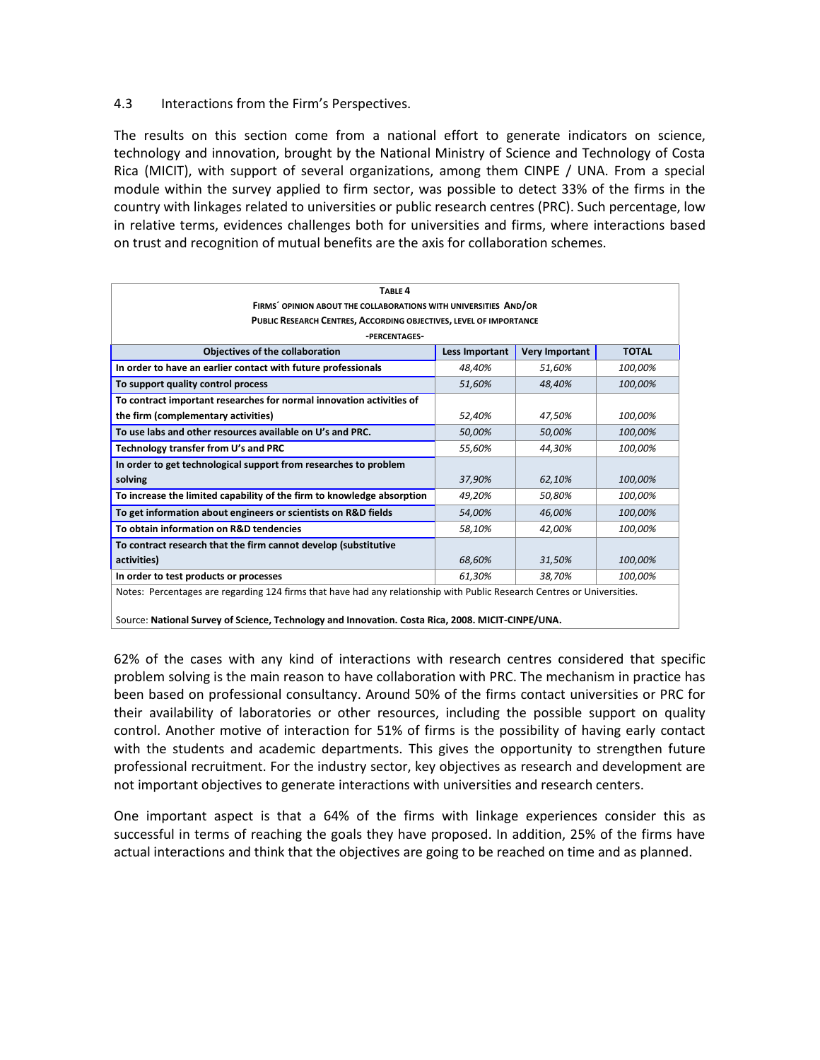### 4.3 Interactions from the Firm's Perspectives.

The results on this section come from a national effort to generate indicators on science, technology and innovation, brought by the National Ministry of Science and Technology of Costa Rica (MICIT), with support of several organizations, among them CINPE / UNA. From a special module within the survey applied to firm sector, was possible to detect 33% of the firms in the country with linkages related to universities or public research centres (PRC). Such percentage, low in relative terms, evidences challenges both for universities and firms, where interactions based on trust and recognition of mutual benefits are the axis for collaboration schemes.

**TABLE 4**
**FIRMS´ OPINION ABOUT THE COLLABORATIONS WITH UNIVERSITIES AND/OR PUBLIC RESEARCH CENTRES, ACCORDING OBJECTIVES, LEVEL OF IMPORTANCE**
**-PERCENTAGES-**

| Objectives of the collaboration | Less Important | Very Important | TOTAL |
|---|---|---|---|
| **In order to have an earlier contact with future professionals** | *48,40%* | *51,60%* | *100,00%* |
| **To support quality control process** | *51,60%* | *48,40%* | *100,00%* |
| **To contract important researches for normal innovation activities of the firm (complementary activities)** | *52,40%* | *47,50%* | *100,00%* |
| **To use labs and other resources available on U's and PRC.** | *50,00%* | *50,00%* | *100,00%* |
| **Technology transfer from U's and PRC** | *55,60%* | *44,30%* | *100,00%* |
| **In order to get technological support from researches to problem solving** | *37,90%* | *62,10%* | *100,00%* |
| **To increase the limited capability of the firm to knowledge absorption** | *49,20%* | *50,80%* | *100,00%* |
| **To get information about engineers or scientists on R&D fields** | *54,00%* | *46,00%* | *100,00%* |
| **To obtain information on R&D tendencies** | *58,10%* | *42,00%* | *100,00%* |
| **To contract research that the firm cannot develop (substitutive activities)** | *68,60%* | *31,50%* | *100,00%* |
| **In order to test products or processes** | *61,30%* | *38,70%* | *100,00%* |

Notes: Percentages are regarding 124 firms that have had any relationship with Public Research Centres or Universities.

Source: **National Survey of Science, Technology and Innovation. Costa Rica, 2008. MICIT-CINPE/UNA.**

62% of the cases with any kind of interactions with research centres considered that specific problem solving is the main reason to have collaboration with PRC. The mechanism in practice has been based on professional consultancy. Around 50% of the firms contact universities or PRC for their availability of laboratories or other resources, including the possible support on quality control. Another motive of interaction for 51% of firms is the possibility of having early contact with the students and academic departments. This gives the opportunity to strengthen future professional recruitment. For the industry sector, key objectives as research and development are not important objectives to generate interactions with universities and research centers.

One important aspect is that a 64% of the firms with linkage experiences consider this as successful in terms of reaching the goals they have proposed. In addition, 25% of the firms have actual interactions and think that the objectives are going to be reached on time and as planned.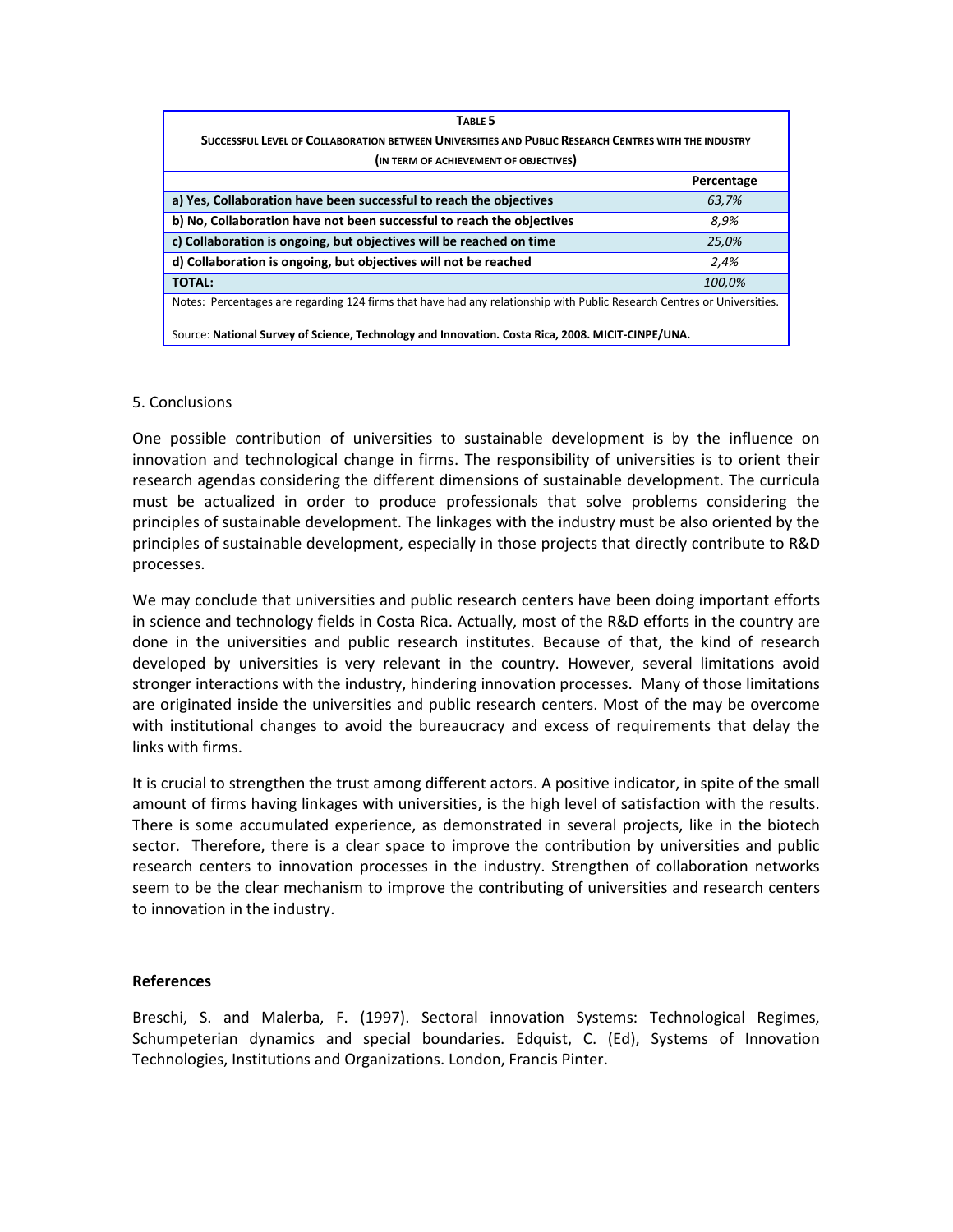**TABLE 5**

**SUCCESSFUL LEVEL OF COLLABORATION BETWEEN UNIVERSITIES AND PUBLIC RESEARCH CENTRES WITH THE INDUSTRY (IN TERM OF ACHIEVEMENT OF OBJECTIVES)**

| | Percentage |
|---|---|
| **a) Yes, Collaboration have been successful to reach the objectives** | *63,7%* |
| **b) No, Collaboration have not been successful to reach the objectives** | *8,9%* |
| **c) Collaboration is ongoing, but objectives will be reached on time** | *25,0%* |
| **d) Collaboration is ongoing, but objectives will not be reached** | *2,4%* |
| **TOTAL:** | *100,0%* |

Notes: Percentages are regarding 124 firms that have had any relationship with Public Research Centres or Universities.

Source: **National Survey of Science, Technology and Innovation. Costa Rica, 2008. MICIT-CINPE/UNA.**

## 5. Conclusions

One possible contribution of universities to sustainable development is by the influence on innovation and technological change in firms. The responsibility of universities is to orient their research agendas considering the different dimensions of sustainable development. The curricula must be actualized in order to produce professionals that solve problems considering the principles of sustainable development. The linkages with the industry must be also oriented by the principles of sustainable development, especially in those projects that directly contribute to R&D processes.

We may conclude that universities and public research centers have been doing important efforts in science and technology fields in Costa Rica. Actually, most of the R&D efforts in the country are done in the universities and public research institutes. Because of that, the kind of research developed by universities is very relevant in the country. However, several limitations avoid stronger interactions with the industry, hindering innovation processes. Many of those limitations are originated inside the universities and public research centers. Most of the may be overcome with institutional changes to avoid the bureaucracy and excess of requirements that delay the links with firms.

It is crucial to strengthen the trust among different actors. A positive indicator, in spite of the small amount of firms having linkages with universities, is the high level of satisfaction with the results. There is some accumulated experience, as demonstrated in several projects, like in the biotech sector. Therefore, there is a clear space to improve the contribution by universities and public research centers to innovation processes in the industry. Strengthen of collaboration networks seem to be the clear mechanism to improve the contributing of universities and research centers to innovation in the industry.

## References

Breschi, S. and Malerba, F. (1997). Sectoral innovation Systems: Technological Regimes, Schumpeterian dynamics and special boundaries. Edquist, C. (Ed), Systems of Innovation Technologies, Institutions and Organizations. London, Francis Pinter.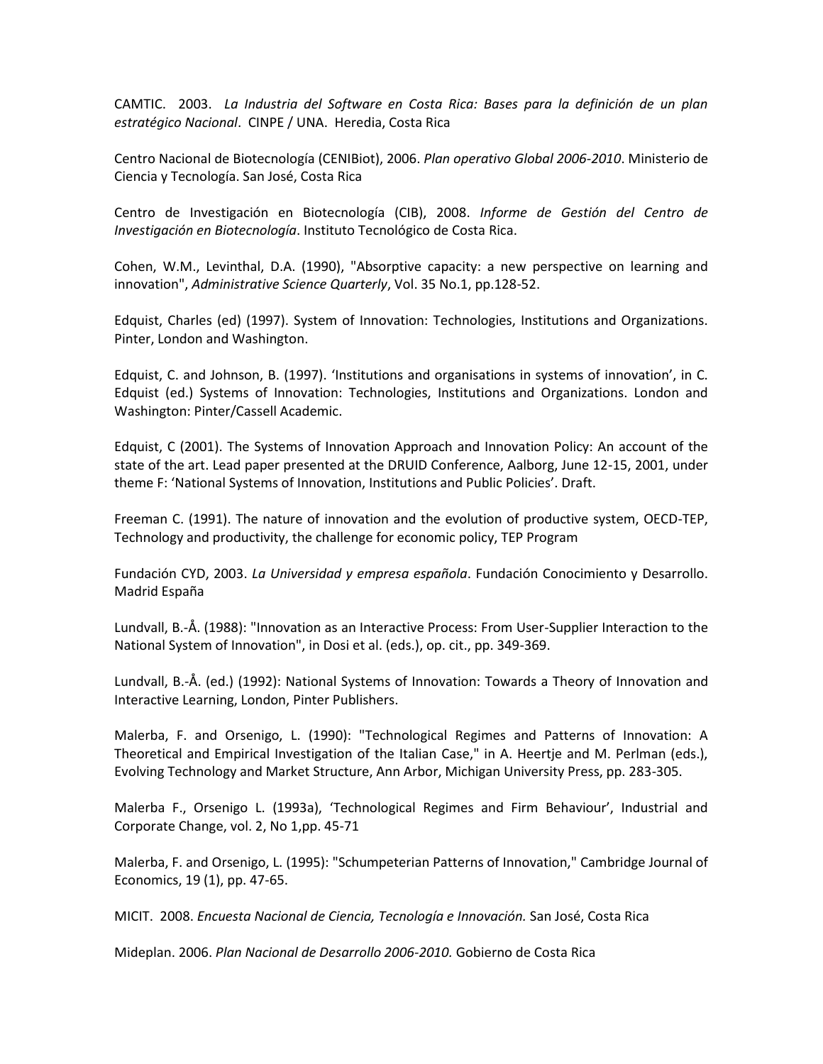CAMTIC. 2003. *La Industria del Software en Costa Rica: Bases para la definición de un plan estratégico Nacional*. CINPE / UNA. Heredia, Costa Rica

Centro Nacional de Biotecnología (CENIBiot), 2006. *Plan operativo Global 2006-2010*. Ministerio de Ciencia y Tecnología. San José, Costa Rica

Centro de Investigación en Biotecnología (CIB), 2008. *Informe de Gestión del Centro de Investigación en Biotecnología*. Instituto Tecnológico de Costa Rica.

Cohen, W.M., Levinthal, D.A. (1990), "Absorptive capacity: a new perspective on learning and innovation", *Administrative Science Quarterly*, Vol. 35 No.1, pp.128-52.

Edquist, Charles (ed) (1997). System of Innovation: Technologies, Institutions and Organizations. Pinter, London and Washington.

Edquist, C. and Johnson, B. (1997). 'Institutions and organisations in systems of innovation', in C. Edquist (ed.) Systems of Innovation: Technologies, Institutions and Organizations. London and Washington: Pinter/Cassell Academic.

Edquist, C (2001). The Systems of Innovation Approach and Innovation Policy: An account of the state of the art. Lead paper presented at the DRUID Conference, Aalborg, June 12-15, 2001, under theme F: 'National Systems of Innovation, Institutions and Public Policies'. Draft.

Freeman C. (1991). The nature of innovation and the evolution of productive system, OECD-TEP, Technology and productivity, the challenge for economic policy, TEP Program

Fundación CYD, 2003. *La Universidad y empresa española*. Fundación Conocimiento y Desarrollo. Madrid España

Lundvall, B.-Å. (1988): "Innovation as an Interactive Process: From User-Supplier Interaction to the National System of Innovation", in Dosi et al. (eds.), op. cit., pp. 349-369.

Lundvall, B.-Å. (ed.) (1992): National Systems of Innovation: Towards a Theory of Innovation and Interactive Learning, London, Pinter Publishers.

Malerba, F. and Orsenigo, L. (1990): "Technological Regimes and Patterns of Innovation: A Theoretical and Empirical Investigation of the Italian Case," in A. Heertje and M. Perlman (eds.), Evolving Technology and Market Structure, Ann Arbor, Michigan University Press, pp. 283-305.

Malerba F., Orsenigo L. (1993a), 'Technological Regimes and Firm Behaviour', Industrial and Corporate Change, vol. 2, No 1,pp. 45-71

Malerba, F. and Orsenigo, L. (1995): "Schumpeterian Patterns of Innovation," Cambridge Journal of Economics, 19 (1), pp. 47-65.

MICIT. 2008. *Encuesta Nacional de Ciencia, Tecnología e Innovación.* San José, Costa Rica

Mideplan. 2006. *Plan Nacional de Desarrollo 2006-2010.* Gobierno de Costa Rica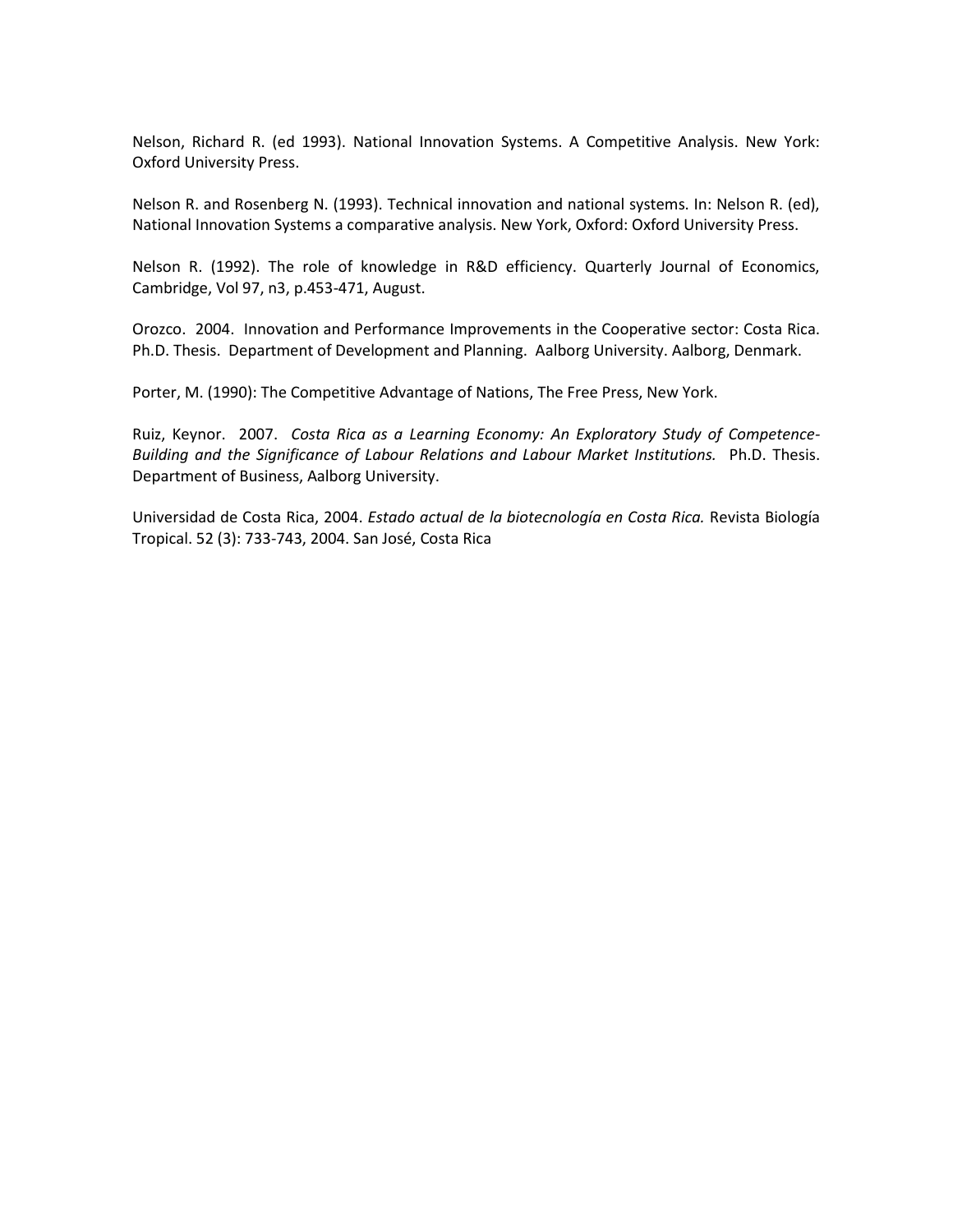Nelson, Richard R. (ed 1993). National Innovation Systems. A Competitive Analysis. New York: Oxford University Press.

Nelson R. and Rosenberg N. (1993). Technical innovation and national systems. In: Nelson R. (ed), National Innovation Systems a comparative analysis. New York, Oxford: Oxford University Press.

Nelson R. (1992). The role of knowledge in R&D efficiency. Quarterly Journal of Economics, Cambridge, Vol 97, n3, p.453-471, August.

Orozco. 2004. Innovation and Performance Improvements in the Cooperative sector: Costa Rica. Ph.D. Thesis. Department of Development and Planning. Aalborg University. Aalborg, Denmark.

Porter, M. (1990): The Competitive Advantage of Nations, The Free Press, New York.

Ruiz, Keynor. 2007. *Costa Rica as a Learning Economy: An Exploratory Study of Competence-Building and the Significance of Labour Relations and Labour Market Institutions.* Ph.D. Thesis. Department of Business, Aalborg University.

Universidad de Costa Rica, 2004. *Estado actual de la biotecnología en Costa Rica.* Revista Biología Tropical. 52 (3): 733-743, 2004. San José, Costa Rica